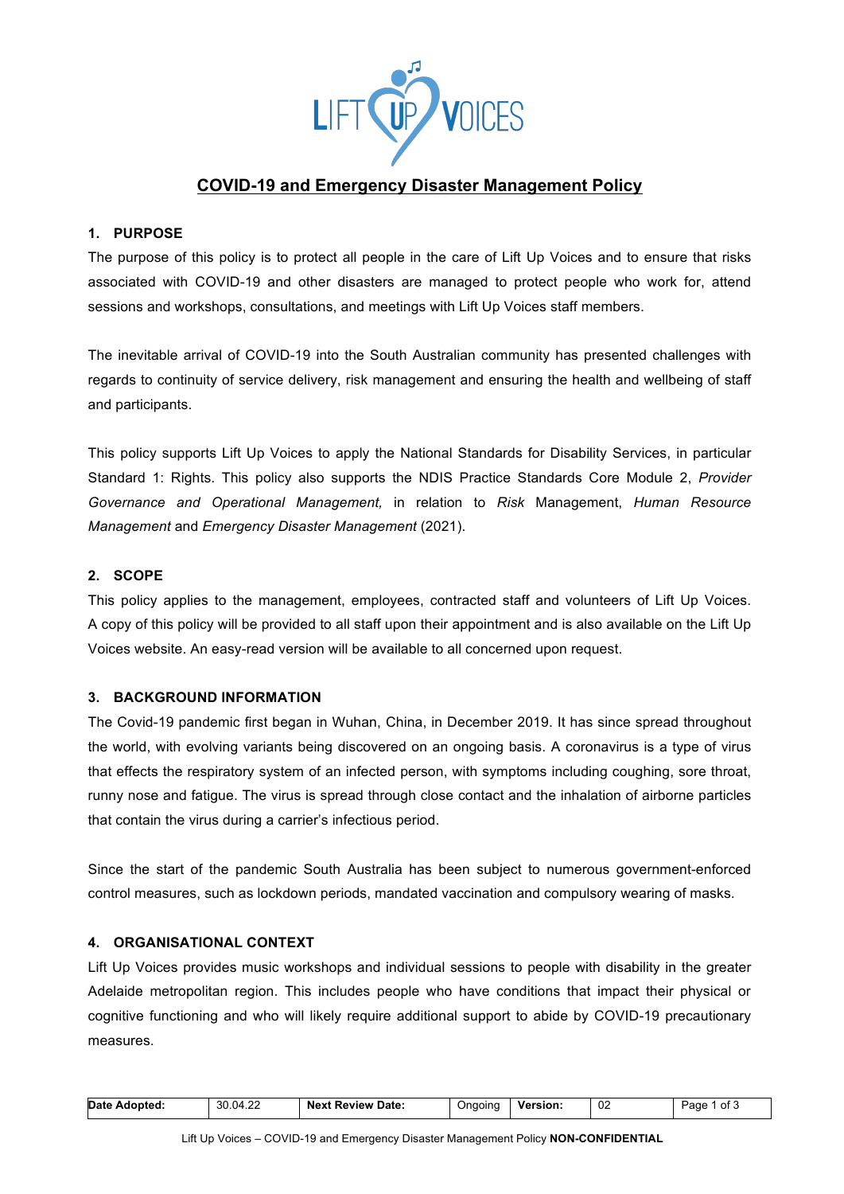# COVID-19 and Emergency Disaster Management Policy

## 1. PURPOSE

The purpose of this policy is to protect all people in the care of Lift Up Voices and to ensure that risks associated with COVID-19 and other disasters are managed to protect people who work for, attend sessions and workshops, consultations, and meetings with Lift Up Voices staff members.

The inevitable arrival of COVID-19 into the South Australian community has presented challenges with regards to continuity of service delivery, risk management and ensuring the health and wellbeing of staff and participants.

This policy supports Lift Up Voices to apply the National Standards for Disability Services, in particular Standard 1: Rights. This policy also supports the NDIS Practice Standards Core Module 2, *Provider Governance and Operational Management,* in relation to *Risk* Management, *Human Resource Management* and *Emergency Disaster Management* (2021).

## 2. SCOPE

This policy applies to the management, employees, contracted staff and volunteers of Lift Up Voices. A copy of this policy will be provided to all staff upon their appointment and is also available on the Lift Up Voices website. An easy-read version will be available to all concerned upon request.

## 3. BACKGROUND INFORMATION

The Covid-19 pandemic first began in Wuhan, China, in December 2019. It has since spread throughout the world, with evolving variants being discovered on an ongoing basis. A coronavirus is a type of virus that effects the respiratory system of an infected person, with symptoms including coughing, sore throat, runny nose and fatigue. The virus is spread through close contact and the inhalation of airborne particles that contain the virus during a carrier's infectious period.

Since the start of the pandemic South Australia has been subject to numerous government-enforced control measures, such as lockdown periods, mandated vaccination and compulsory wearing of masks.

## 4. ORGANISATIONAL CONTEXT

Lift Up Voices provides music workshops and individual sessions to people with disability in the greater Adelaide metropolitan region. This includes people who have conditions that impact their physical or cognitive functioning and who will likely require additional support to abide by COVID-19 precautionary measures.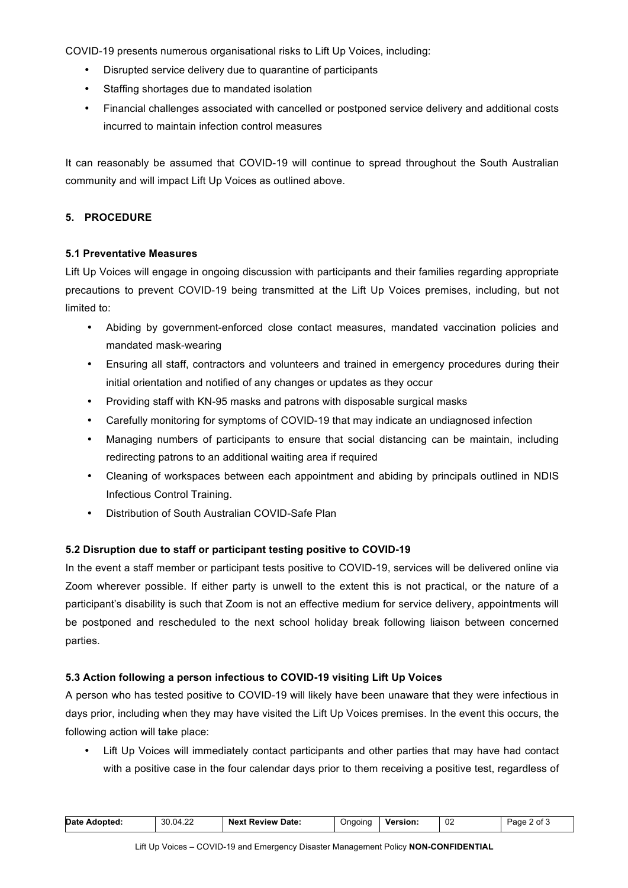COVID-19 presents numerous organisational risks to Lift Up Voices, including:

- Disrupted service delivery due to quarantine of participants
- Staffing shortages due to mandated isolation
- Financial challenges associated with cancelled or postponed service delivery and additional costs incurred to maintain infection control measures

It can reasonably be assumed that COVID-19 will continue to spread throughout the South Australian community and will impact Lift Up Voices as outlined above.

## 5. PROCEDURE

### 5.1 Preventative Measures

Lift Up Voices will engage in ongoing discussion with participants and their families regarding appropriate precautions to prevent COVID-19 being transmitted at the Lift Up Voices premises, including, but not limited to:

- Abiding by government-enforced close contact measures, mandated vaccination policies and mandated mask-wearing
- Ensuring all staff, contractors and volunteers and trained in emergency procedures during their initial orientation and notified of any changes or updates as they occur
- Providing staff with KN-95 masks and patrons with disposable surgical masks
- Carefully monitoring for symptoms of COVID-19 that may indicate an undiagnosed infection
- Managing numbers of participants to ensure that social distancing can be maintain, including redirecting patrons to an additional waiting area if required
- Cleaning of workspaces between each appointment and abiding by principals outlined in NDIS Infectious Control Training.
- Distribution of South Australian COVID-Safe Plan

### 5.2 Disruption due to staff or participant testing positive to COVID-19

In the event a staff member or participant tests positive to COVID-19, services will be delivered online via Zoom wherever possible. If either party is unwell to the extent this is not practical, or the nature of a participant's disability is such that Zoom is not an effective medium for service delivery, appointments will be postponed and rescheduled to the next school holiday break following liaison between concerned parties.

### 5.3 Action following a person infectious to COVID-19 visiting Lift Up Voices

A person who has tested positive to COVID-19 will likely have been unaware that they were infectious in days prior, including when they may have visited the Lift Up Voices premises. In the event this occurs, the following action will take place:

- Lift Up Voices will immediately contact participants and other parties that may have had contact with a positive case in the four calendar days prior to them receiving a positive test, regardless of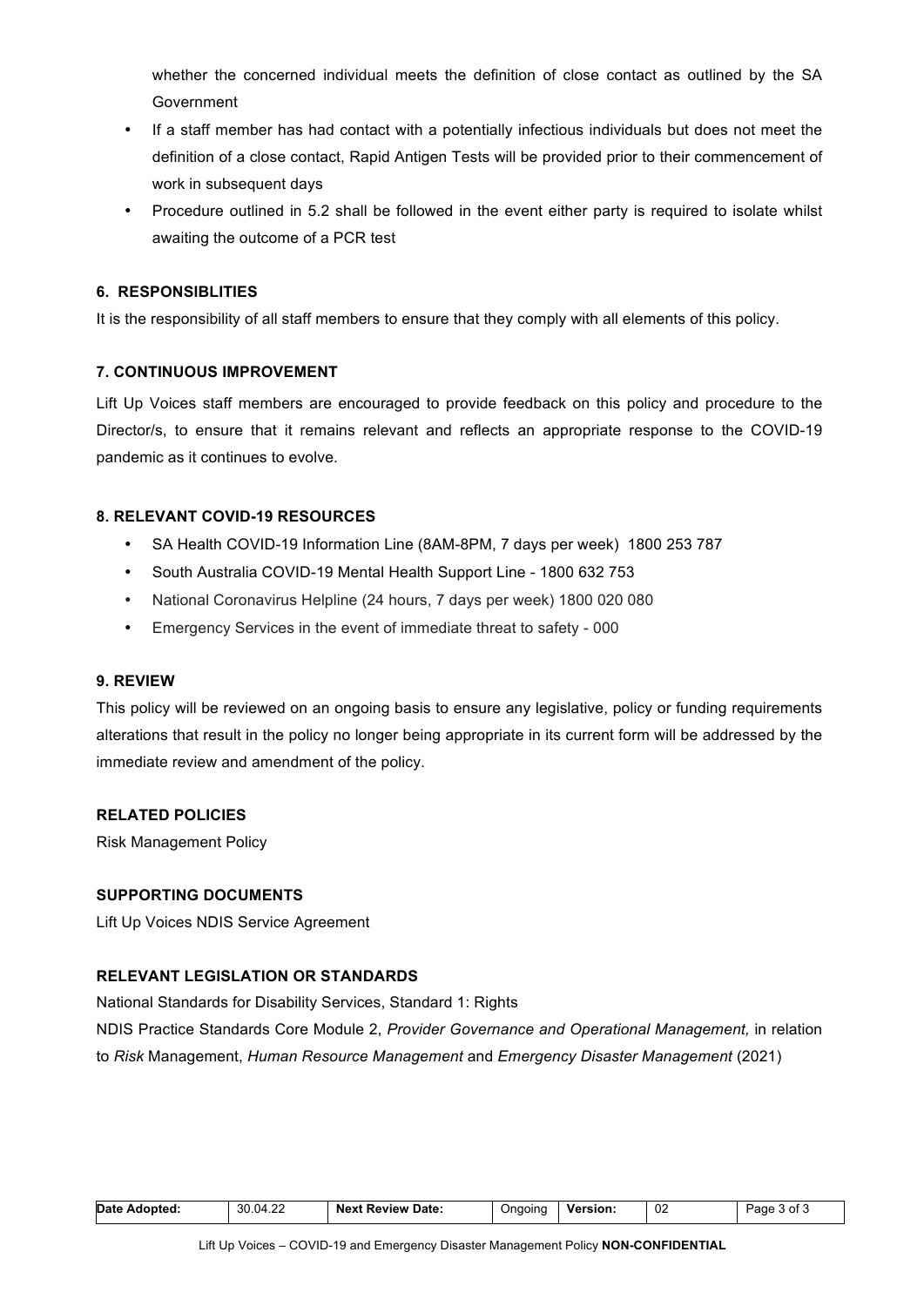whether the concerned individual meets the definition of close contact as outlined by the SA Government

- If a staff member has had contact with a potentially infectious individuals but does not meet the definition of a close contact, Rapid Antigen Tests will be provided prior to their commencement of work in subsequent days
- Procedure outlined in 5.2 shall be followed in the event either party is required to isolate whilst awaiting the outcome of a PCR test

## 6. RESPONSIBLITIES

It is the responsibility of all staff members to ensure that they comply with all elements of this policy.

## 7. CONTINUOUS IMPROVEMENT

Lift Up Voices staff members are encouraged to provide feedback on this policy and procedure to the Director/s, to ensure that it remains relevant and reflects an appropriate response to the COVID-19 pandemic as it continues to evolve.

## 8. RELEVANT COVID-19 RESOURCES

- SA Health COVID-19 Information Line (8AM-8PM, 7 days per week) 1800 253 787
- South Australia COVID-19 Mental Health Support Line - 1800 632 753
- National Coronavirus Helpline (24 hours, 7 days per week) 1800 020 080
- Emergency Services in the event of immediate threat to safety - 000

## 9. REVIEW

This policy will be reviewed on an ongoing basis to ensure any legislative, policy or funding requirements alterations that result in the policy no longer being appropriate in its current form will be addressed by the immediate review and amendment of the policy.

## RELATED POLICIES

Risk Management Policy

## SUPPORTING DOCUMENTS

Lift Up Voices NDIS Service Agreement

## RELEVANT LEGISLATION OR STANDARDS

National Standards for Disability Services, Standard 1: Rights

NDIS Practice Standards Core Module 2, *Provider Governance and Operational Management,* in relation to *Risk* Management, *Human Resource Management* and *Emergency Disaster Management* (2021)

| | | | | | | |
|---|---|---|---|---|---|---|
| **Date Adopted:** | 30.04.22 | **Next Review Date:** | Ongoing | **Version:** | 02 | Page 3 of 3 |